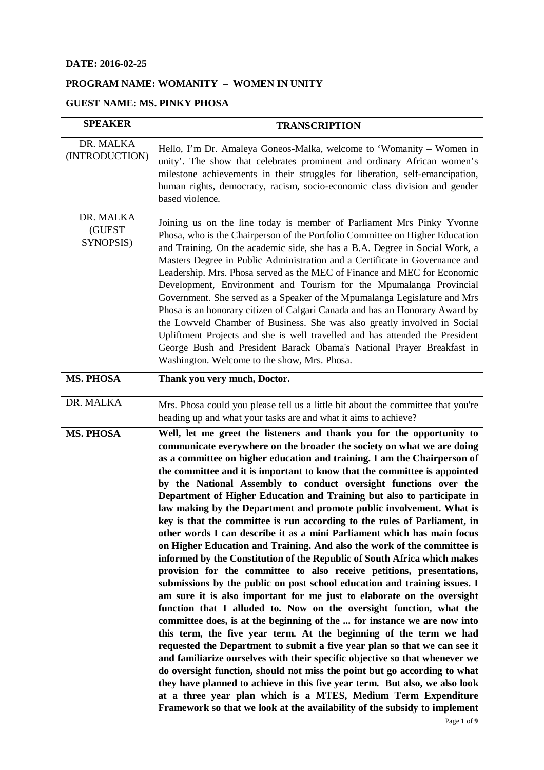**DATE: 2016-02-25**

**PROGRAM NAME: WOMANITY – WOMEN IN UNITY**

**GUEST NAME: MS. PINKY PHOSA**

| SPEAKER | TRANSCRIPTION |
|---|---|
| DR. MALKA (INTRODUCTION) | Hello, I'm Dr. Amaleya Goneos-Malka, welcome to 'Womanity – Women in unity'. The show that celebrates prominent and ordinary African women's milestone achievements in their struggles for liberation, self-emancipation, human rights, democracy, racism, socio-economic class division and gender based violence. |
| DR. MALKA (GUEST SYNOPSIS) | Joining us on the line today is member of Parliament Mrs Pinky Yvonne Phosa, who is the Chairperson of the Portfolio Committee on Higher Education and Training. On the academic side, she has a B.A. Degree in Social Work, a Masters Degree in Public Administration and a Certificate in Governance and Leadership. Mrs. Phosa served as the MEC of Finance and MEC for Economic Development, Environment and Tourism for the Mpumalanga Provincial Government. She served as a Speaker of the Mpumalanga Legislature and Mrs Phosa is an honorary citizen of Calgari Canada and has an Honorary Award by the Lowveld Chamber of Business. She was also greatly involved in Social Upliftment Projects and she is well travelled and has attended the President George Bush and President Barack Obama's National Prayer Breakfast in Washington. Welcome to the show, Mrs. Phosa. |
| **MS. PHOSA** | **Thank you very much, Doctor.** |
| DR. MALKA | Mrs. Phosa could you please tell us a little bit about the committee that you're heading up and what your tasks are and what it aims to achieve? |
| **MS. PHOSA** | **Well, let me greet the listeners and thank you for the opportunity to communicate everywhere on the broader the society on what we are doing as a committee on higher education and training. I am the Chairperson of the committee and it is important to know that the committee is appointed by the National Assembly to conduct oversight functions over the Department of Higher Education and Training but also to participate in law making by the Department and promote public involvement. What is key is that the committee is run according to the rules of Parliament, in other words I can describe it as a mini Parliament which has main focus on Higher Education and Training. And also the work of the committee is informed by the Constitution of the Republic of South Africa which makes provision for the committee to also receive petitions, presentations, submissions by the public on post school education and training issues. I am sure it is also important for me just to elaborate on the oversight function that I alluded to. Now on the oversight function, what the committee does, is at the beginning of the ... for instance we are now into this term, the five year term. At the beginning of the term we had requested the Department to submit a five year plan so that we can see it and familiarize ourselves with their specific objective so that whenever we do oversight function, should not miss the point but go according to what they have planned to achieve in this five year term. But also, we also look at a three year plan which is a MTES, Medium Term Expenditure Framework so that we look at the availability of the subsidy to implement** |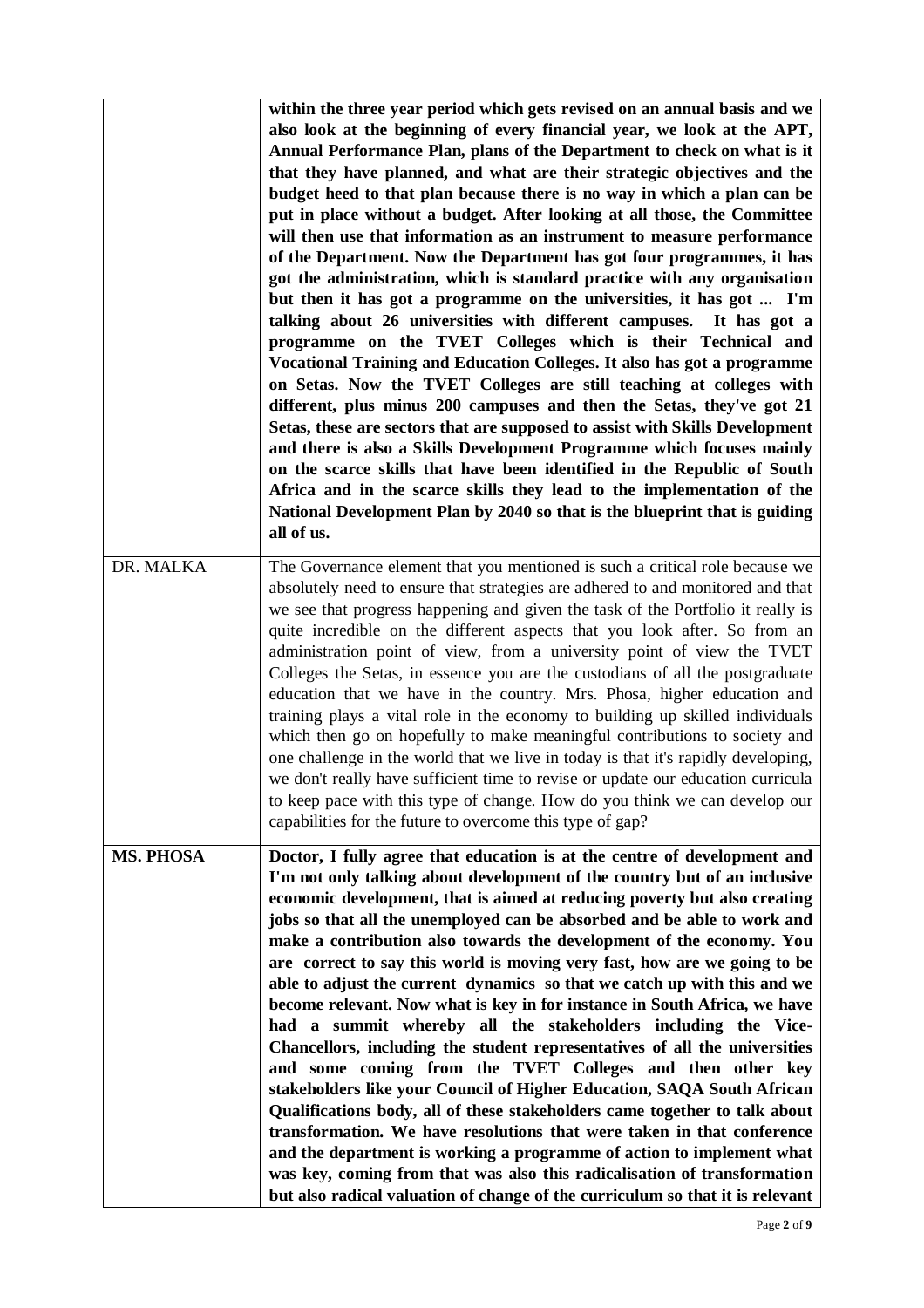| | |
|---|---|
| | **within the three year period which gets revised on an annual basis and we also look at the beginning of every financial year, we look at the APT, Annual Performance Plan, plans of the Department to check on what is it that they have planned, and what are their strategic objectives and the budget heed to that plan because there is no way in which a plan can be put in place without a budget. After looking at all those, the Committee will then use that information as an instrument to measure performance of the Department. Now the Department has got four programmes, it has got the administration, which is standard practice with any organisation but then it has got a programme on the universities, it has got ... I'm talking about 26 universities with different campuses. It has got a programme on the TVET Colleges which is their Technical and Vocational Training and Education Colleges. It also has got a programme on Setas. Now the TVET Colleges are still teaching at colleges with different, plus minus 200 campuses and then the Setas, they've got 21 Setas, these are sectors that are supposed to assist with Skills Development and there is also a Skills Development Programme which focuses mainly on the scarce skills that have been identified in the Republic of South Africa and in the scarce skills they lead to the implementation of the National Development Plan by 2040 so that is the blueprint that is guiding all of us.** |
| DR. MALKA | The Governance element that you mentioned is such a critical role because we absolutely need to ensure that strategies are adhered to and monitored and that we see that progress happening and given the task of the Portfolio it really is quite incredible on the different aspects that you look after. So from an administration point of view, from a university point of view the TVET Colleges the Setas, in essence you are the custodians of all the postgraduate education that we have in the country. Mrs. Phosa, higher education and training plays a vital role in the economy to building up skilled individuals which then go on hopefully to make meaningful contributions to society and one challenge in the world that we live in today is that it's rapidly developing, we don't really have sufficient time to revise or update our education curricula to keep pace with this type of change. How do you think we can develop our capabilities for the future to overcome this type of gap? |
| **MS. PHOSA** | **Doctor, I fully agree that education is at the centre of development and I'm not only talking about development of the country but of an inclusive economic development, that is aimed at reducing poverty but also creating jobs so that all the unemployed can be absorbed and be able to work and make a contribution also towards the development of the economy. You are correct to say this world is moving very fast, how are we going to be able to adjust the current dynamics so that we catch up with this and we become relevant. Now what is key in for instance in South Africa, we have had a summit whereby all the stakeholders including the Vice-Chancellors, including the student representatives of all the universities and some coming from the TVET Colleges and then other key stakeholders like your Council of Higher Education, SAQA South African Qualifications body, all of these stakeholders came together to talk about transformation. We have resolutions that were taken in that conference and the department is working a programme of action to implement what was key, coming from that was also this radicalisation of transformation but also radical valuation of change of the curriculum so that it is relevant** |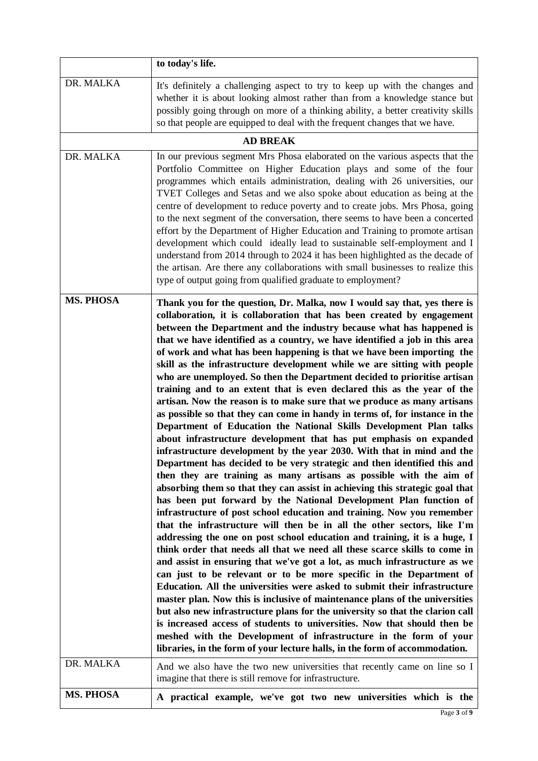| | |
|---|---|
| | **to today's life.** |
| DR. MALKA | It's definitely a challenging aspect to try to keep up with the changes and whether it is about looking almost rather than from a knowledge stance but possibly going through on more of a thinking ability, a better creativity skills so that people are equipped to deal with the frequent changes that we have. |
| **AD BREAK** | |
| DR. MALKA | In our previous segment Mrs Phosa elaborated on the various aspects that the Portfolio Committee on Higher Education plays and some of the four programmes which entails administration, dealing with 26 universities, our TVET Colleges and Setas and we also spoke about education as being at the centre of development to reduce poverty and to create jobs. Mrs Phosa, going to the next segment of the conversation, there seems to have been a concerted effort by the Department of Higher Education and Training to promote artisan development which could ideally lead to sustainable self-employment and I understand from 2014 through to 2024 it has been highlighted as the decade of the artisan. Are there any collaborations with small businesses to realize this type of output going from qualified graduate to employment? |
| **MS. PHOSA** | **Thank you for the question, Dr. Malka, now I would say that, yes there is collaboration, it is collaboration that has been created by engagement between the Department and the industry because what has happened is that we have identified as a country, we have identified a job in this area of work and what has been happening is that we have been importing the skill as the infrastructure development while we are sitting with people who are unemployed. So then the Department decided to prioritise artisan training and to an extent that is even declared this as the year of the artisan. Now the reason is to make sure that we produce as many artisans as possible so that they can come in handy in terms of, for instance in the Department of Education the National Skills Development Plan talks about infrastructure development that has put emphasis on expanded infrastructure development by the year 2030. With that in mind and the Department has decided to be very strategic and then identified this and then they are training as many artisans as possible with the aim of absorbing them so that they can assist in achieving this strategic goal that has been put forward by the National Development Plan function of infrastructure of post school education and training. Now you remember that the infrastructure will then be in all the other sectors, like I'm addressing the one on post school education and training, it is a huge, I think order that needs all that we need all these scarce skills to come in and assist in ensuring that we've got a lot, as much infrastructure as we can just to be relevant or to be more specific in the Department of Education. All the universities were asked to submit their infrastructure master plan. Now this is inclusive of maintenance plans of the universities but also new infrastructure plans for the university so that the clarion call is increased access of students to universities. Now that should then be meshed with the Development of infrastructure in the form of your libraries, in the form of your lecture halls, in the form of accommodation.** |
| DR. MALKA | And we also have the two new universities that recently came on line so I imagine that there is still remove for infrastructure. |
| **MS. PHOSA** | **A practical example, we've got two new universities which is the** |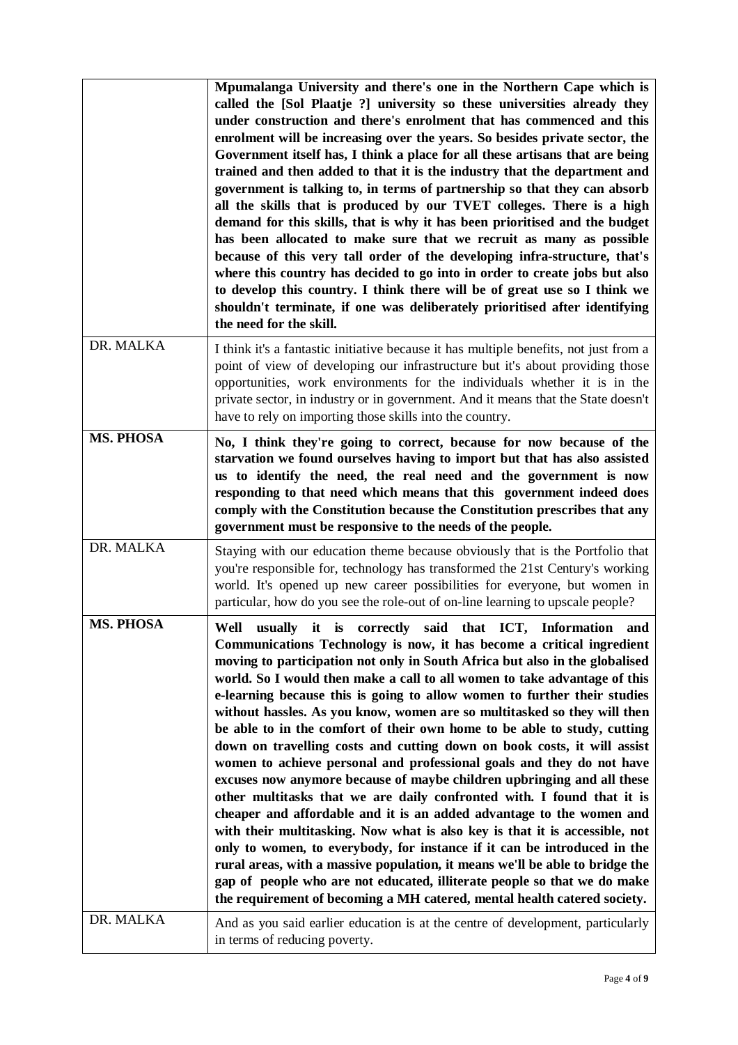| | |
|---|---|
| | **Mpumalanga University and there's one in the Northern Cape which is called the [Sol Plaatje ?] university so these universities already they under construction and there's enrolment that has commenced and this enrolment will be increasing over the years. So besides private sector, the Government itself has, I think a place for all these artisans that are being trained and then added to that it is the industry that the department and government is talking to, in terms of partnership so that they can absorb all the skills that is produced by our TVET colleges. There is a high demand for this skills, that is why it has been prioritised and the budget has been allocated to make sure that we recruit as many as possible because of this very tall order of the developing infra-structure, that's where this country has decided to go into in order to create jobs but also to develop this country. I think there will be of great use so I think we shouldn't terminate, if one was deliberately prioritised after identifying the need for the skill.** |
| DR. MALKA | I think it's a fantastic initiative because it has multiple benefits, not just from a point of view of developing our infrastructure but it's about providing those opportunities, work environments for the individuals whether it is in the private sector, in industry or in government. And it means that the State doesn't have to rely on importing those skills into the country. |
| **MS. PHOSA** | **No, I think they're going to correct, because for now because of the starvation we found ourselves having to import but that has also assisted us to identify the need, the real need and the government is now responding to that need which means that this government indeed does comply with the Constitution because the Constitution prescribes that any government must be responsive to the needs of the people.** |
| DR. MALKA | Staying with our education theme because obviously that is the Portfolio that you're responsible for, technology has transformed the 21st Century's working world. It's opened up new career possibilities for everyone, but women in particular, how do you see the role-out of on-line learning to upscale people? |
| **MS. PHOSA** | **Well usually it is correctly said that ICT, Information and Communications Technology is now, it has become a critical ingredient moving to participation not only in South Africa but also in the globalised world. So I would then make a call to all women to take advantage of this e-learning because this is going to allow women to further their studies without hassles. As you know, women are so multitasked so they will then be able to in the comfort of their own home to be able to study, cutting down on travelling costs and cutting down on book costs, it will assist women to achieve personal and professional goals and they do not have excuses now anymore because of maybe children upbringing and all these other multitasks that we are daily confronted with. I found that it is cheaper and affordable and it is an added advantage to the women and with their multitasking. Now what is also key is that it is accessible, not only to women, to everybody, for instance if it can be introduced in the rural areas, with a massive population, it means we'll be able to bridge the gap of people who are not educated, illiterate people so that we do make the requirement of becoming a MH catered, mental health catered society.** |
| DR. MALKA | And as you said earlier education is at the centre of development, particularly in terms of reducing poverty. |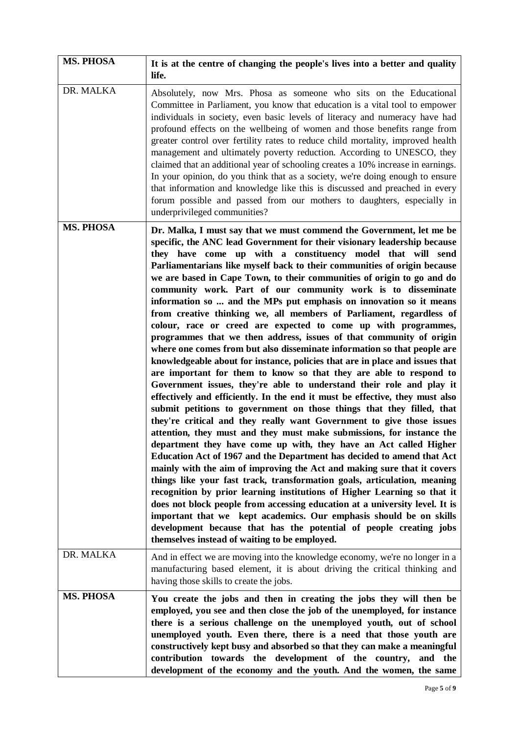| **MS. PHOSA** | **It is at the centre of changing the people's lives into a better and quality life.** |
|---|---|
| DR. MALKA | Absolutely, now Mrs. Phosa as someone who sits on the Educational Committee in Parliament, you know that education is a vital tool to empower individuals in society, even basic levels of literacy and numeracy have had profound effects on the wellbeing of women and those benefits range from greater control over fertility rates to reduce child mortality, improved health management and ultimately poverty reduction. According to UNESCO, they claimed that an additional year of schooling creates a 10% increase in earnings. In your opinion, do you think that as a society, we're doing enough to ensure that information and knowledge like this is discussed and preached in every forum possible and passed from our mothers to daughters, especially in underprivileged communities? |
| **MS. PHOSA** | **Dr. Malka, I must say that we must commend the Government, let me be specific, the ANC lead Government for their visionary leadership because they have come up with a constituency model that will send Parliamentarians like myself back to their communities of origin because we are based in Cape Town, to their communities of origin to go and do community work. Part of our community work is to disseminate information so ... and the MPs put emphasis on innovation so it means from creative thinking we, all members of Parliament, regardless of colour, race or creed are expected to come up with programmes, programmes that we then address, issues of that community of origin where one comes from but also disseminate information so that people are knowledgeable about for instance, policies that are in place and issues that are important for them to know so that they are able to respond to Government issues, they're able to understand their role and play it effectively and efficiently. In the end it must be effective, they must also submit petitions to government on those things that they filled, that they're critical and they really want Government to give those issues attention, they must and they must make submissions, for instance the department they have come up with, they have an Act called Higher Education Act of 1967 and the Department has decided to amend that Act mainly with the aim of improving the Act and making sure that it covers things like your fast track, transformation goals, articulation, meaning recognition by prior learning institutions of Higher Learning so that it does not block people from accessing education at a university level. It is important that we kept academics. Our emphasis should be on skills development because that has the potential of people creating jobs themselves instead of waiting to be employed.** |
| DR. MALKA | And in effect we are moving into the knowledge economy, we're no longer in a manufacturing based element, it is about driving the critical thinking and having those skills to create the jobs. |
| **MS. PHOSA** | **You create the jobs and then in creating the jobs they will then be employed, you see and then close the job of the unemployed, for instance there is a serious challenge on the unemployed youth, out of school unemployed youth. Even there, there is a need that those youth are constructively kept busy and absorbed so that they can make a meaningful contribution towards the development of the country, and the development of the economy and the youth. And the women, the same** |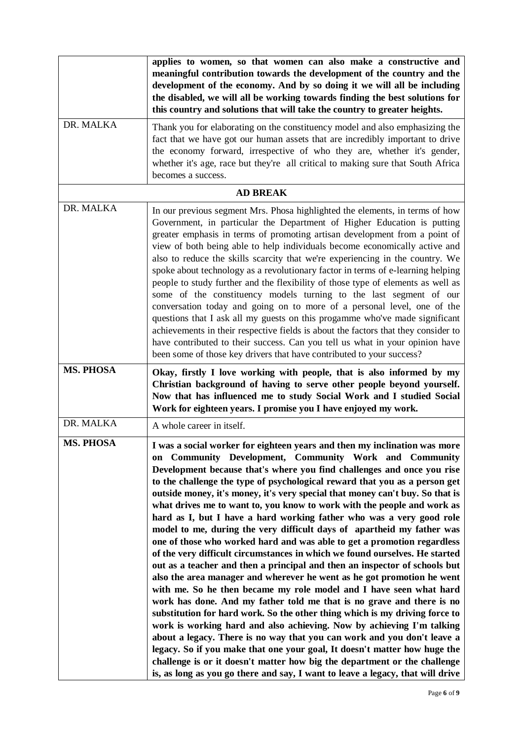| | |
|---|---|
| | **applies to women, so that women can also make a constructive and meaningful contribution towards the development of the country and the development of the economy. And by so doing it we will all be including the disabled, we will all be working towards finding the best solutions for this country and solutions that will take the country to greater heights.** |
| DR. MALKA | Thank you for elaborating on the constituency model and also emphasizing the fact that we have got our human assets that are incredibly important to drive the economy forward, irrespective of who they are, whether it's gender, whether it's age, race but they're all critical to making sure that South Africa becomes a success. |
| **AD BREAK** | |
| DR. MALKA | In our previous segment Mrs. Phosa highlighted the elements, in terms of how Government, in particular the Department of Higher Education is putting greater emphasis in terms of promoting artisan development from a point of view of both being able to help individuals become economically active and also to reduce the skills scarcity that we're experiencing in the country. We spoke about technology as a revolutionary factor in terms of e-learning helping people to study further and the flexibility of those type of elements as well as some of the constituency models turning to the last segment of our conversation today and going on to more of a personal level, one of the questions that I ask all my guests on this progamme who've made significant achievements in their respective fields is about the factors that they consider to have contributed to their success. Can you tell us what in your opinion have been some of those key drivers that have contributed to your success? |
| **MS. PHOSA** | **Okay, firstly I love working with people, that is also informed by my Christian background of having to serve other people beyond yourself. Now that has influenced me to study Social Work and I studied Social Work for eighteen years. I promise you I have enjoyed my work.** |
| DR. MALKA | A whole career in itself. |
| **MS. PHOSA** | **I was a social worker for eighteen years and then my inclination was more on Community Development, Community Work and Community Development because that's where you find challenges and once you rise to the challenge the type of psychological reward that you as a person get outside money, it's money, it's very special that money can't buy. So that is what drives me to want to, you know to work with the people and work as hard as I, but I have a hard working father who was a very good role model to me, during the very difficult days of apartheid my father was one of those who worked hard and was able to get a promotion regardless of the very difficult circumstances in which we found ourselves. He started out as a teacher and then a principal and then an inspector of schools but also the area manager and wherever he went as he got promotion he went with me. So he then became my role model and I have seen what hard work has done. And my father told me that is no grave and there is no substitution for hard work. So the other thing which is my driving force to work is working hard and also achieving. Now by achieving I'm talking about a legacy. There is no way that you can work and you don't leave a legacy. So if you make that one your goal, It doesn't matter how huge the challenge is or it doesn't matter how big the department or the challenge is, as long as you go there and say, I want to leave a legacy, that will drive** |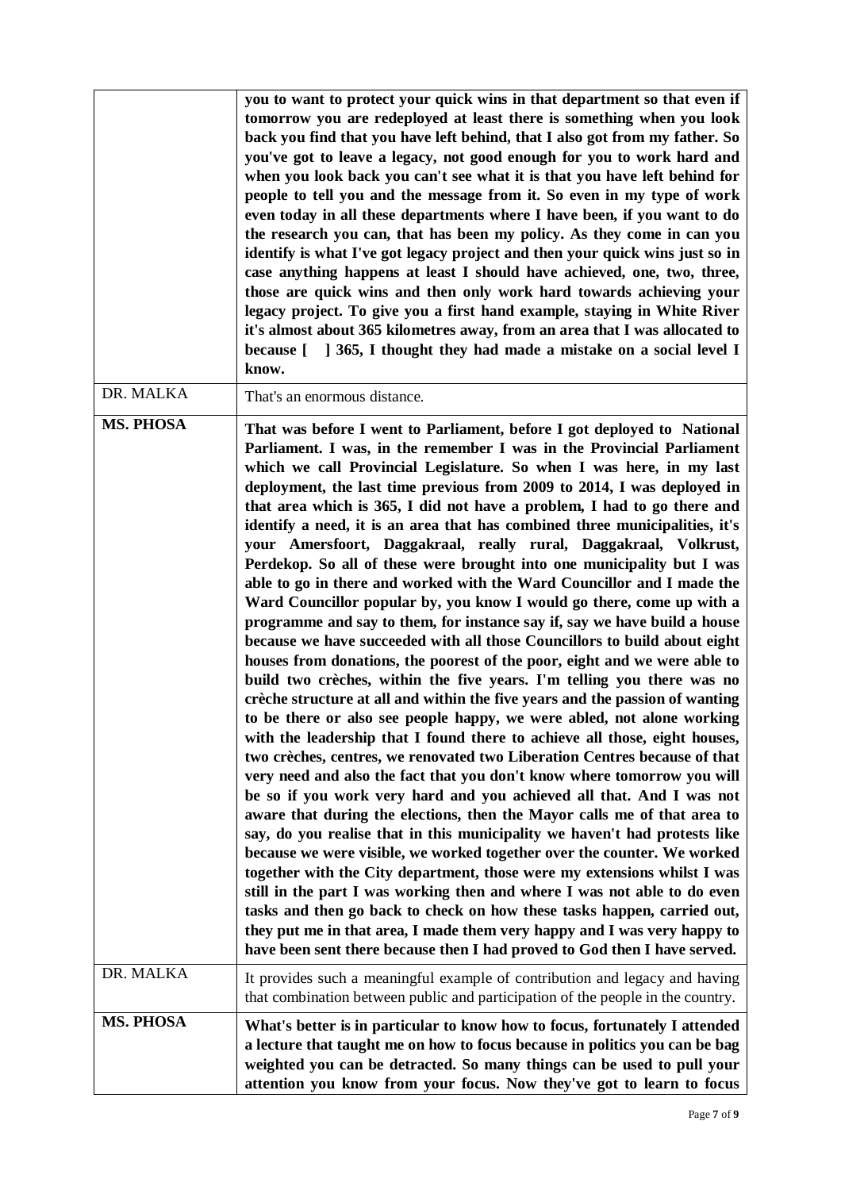| | |
|---|---|
| | **you to want to protect your quick wins in that department so that even if tomorrow you are redeployed at least there is something when you look back you find that you have left behind, that I also got from my father. So you've got to leave a legacy, not good enough for you to work hard and when you look back you can't see what it is that you have left behind for people to tell you and the message from it. So even in my type of work even today in all these departments where I have been, if you want to do the research you can, that has been my policy. As they come in can you identify is what I've got legacy project and then your quick wins just so in case anything happens at least I should have achieved, one, two, three, those are quick wins and then only work hard towards achieving your legacy project. To give you a first hand example, staying in White River it's almost about 365 kilometres away, from an area that I was allocated to because [ ] 365, I thought they had made a mistake on a social level I know.** |
| DR. MALKA | That's an enormous distance. |
| **MS. PHOSA** | **That was before I went to Parliament, before I got deployed to National Parliament. I was, in the remember I was in the Provincial Parliament which we call Provincial Legislature. So when I was here, in my last deployment, the last time previous from 2009 to 2014, I was deployed in that area which is 365, I did not have a problem, I had to go there and identify a need, it is an area that has combined three municipalities, it's your Amersfoort, Daggakraal, really rural, Daggakraal, Volkrust, Perdekop. So all of these were brought into one municipality but I was able to go in there and worked with the Ward Councillor and I made the Ward Councillor popular by, you know I would go there, come up with a programme and say to them, for instance say if, say we have build a house because we have succeeded with all those Councillors to build about eight houses from donations, the poorest of the poor, eight and we were able to build two crèches, within the five years. I'm telling you there was no crèche structure at all and within the five years and the passion of wanting to be there or also see people happy, we were abled, not alone working with the leadership that I found there to achieve all those, eight houses, two crèches, centres, we renovated two Liberation Centres because of that very need and also the fact that you don't know where tomorrow you will be so if you work very hard and you achieved all that. And I was not aware that during the elections, then the Mayor calls me of that area to say, do you realise that in this municipality we haven't had protests like because we were visible, we worked together over the counter. We worked together with the City department, those were my extensions whilst I was still in the part I was working then and where I was not able to do even tasks and then go back to check on how these tasks happen, carried out, they put me in that area, I made them very happy and I was very happy to have been sent there because then I had proved to God then I have served.** |
| DR. MALKA | It provides such a meaningful example of contribution and legacy and having that combination between public and participation of the people in the country. |
| **MS. PHOSA** | **What's better is in particular to know how to focus, fortunately I attended a lecture that taught me on how to focus because in politics you can be bag weighted you can be detracted. So many things can be used to pull your attention you know from your focus. Now they've got to learn to focus** |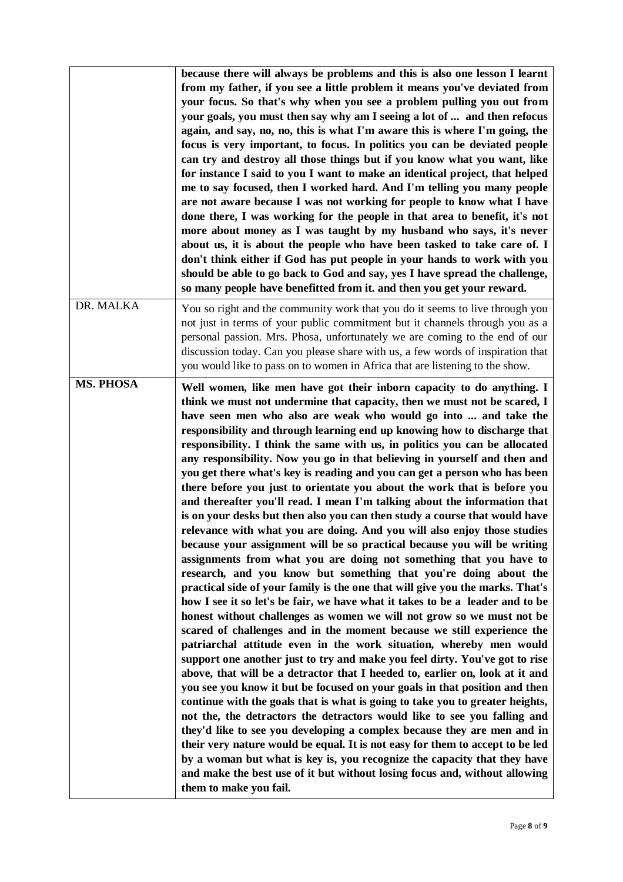| | |
|---|---|
| | **because there will always be problems and this is also one lesson I learnt from my father, if you see a little problem it means you've deviated from your focus. So that's why when you see a problem pulling you out from your goals, you must then say why am I seeing a lot of ... and then refocus again, and say, no, no, this is what I'm aware this is where I'm going, the focus is very important, to focus. In politics you can be deviated people can try and destroy all those things but if you know what you want, like for instance I said to you I want to make an identical project, that helped me to say focused, then I worked hard. And I'm telling you many people are not aware because I was not working for people to know what I have done there, I was working for the people in that area to benefit, it's not more about money as I was taught by my husband who says, it's never about us, it is about the people who have been tasked to take care of. I don't think either if God has put people in your hands to work with you should be able to go back to God and say, yes I have spread the challenge, so many people have benefitted from it. and then you get your reward.** |
| DR. MALKA | You so right and the community work that you do it seems to live through you not just in terms of your public commitment but it channels through you as a personal passion. Mrs. Phosa, unfortunately we are coming to the end of our discussion today. Can you please share with us, a few words of inspiration that you would like to pass on to women in Africa that are listening to the show. |
| **MS. PHOSA** | **Well women, like men have got their inborn capacity to do anything. I think we must not undermine that capacity, then we must not be scared, I have seen men who also are weak who would go into ... and take the responsibility and through learning end up knowing how to discharge that responsibility. I think the same with us, in politics you can be allocated any responsibility. Now you go in that believing in yourself and then and you get there what's key is reading and you can get a person who has been there before you just to orientate you about the work that is before you and thereafter you'll read. I mean I'm talking about the information that is on your desks but then also you can then study a course that would have relevance with what you are doing. And you will also enjoy those studies because your assignment will be so practical because you will be writing assignments from what you are doing not something that you have to research, and you know but something that you're doing about the practical side of your family is the one that will give you the marks. That's how I see it so let's be fair, we have what it takes to be a leader and to be honest without challenges as women we will not grow so we must not be scared of challenges and in the moment because we still experience the patriarchal attitude even in the work situation, whereby men would support one another just to try and make you feel dirty. You've got to rise above, that will be a detractor that I heeded to, earlier on, look at it and you see you know it but be focused on your goals in that position and then continue with the goals that is what is going to take you to greater heights, not the, the detractors the detractors would like to see you falling and they'd like to see you developing a complex because they are men and in their very nature would be equal. It is not easy for them to accept to be led by a woman but what is key is, you recognize the capacity that they have and make the best use of it but without losing focus and, without allowing them to make you fail.** |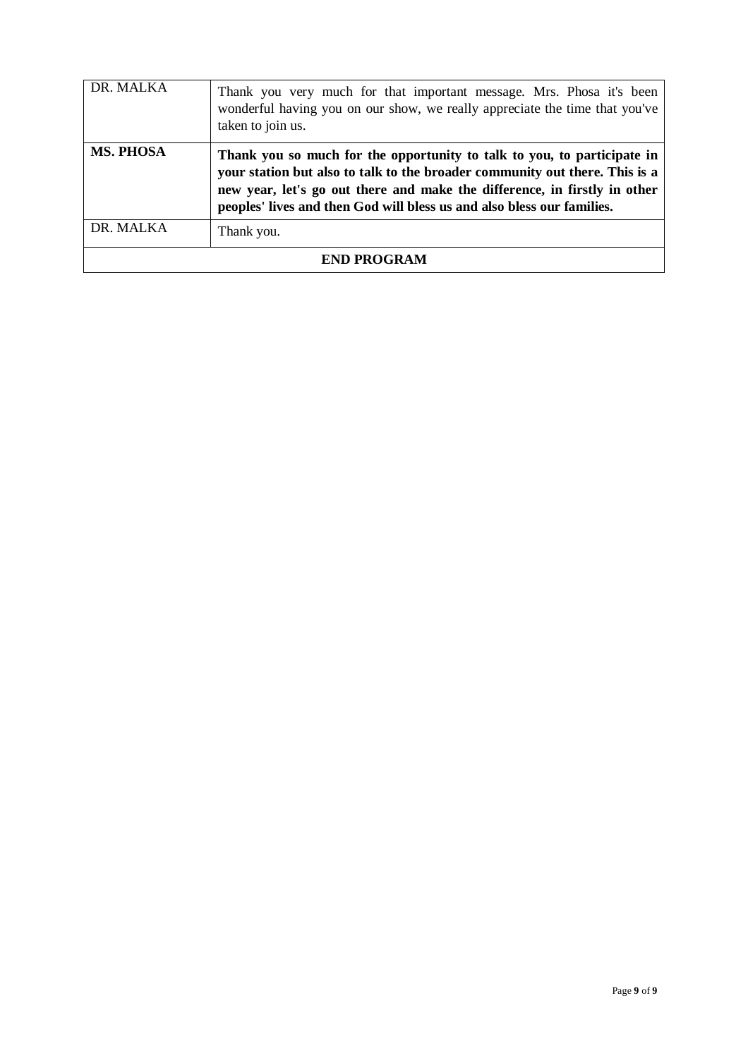| | |
|---|---|
| DR. MALKA | Thank you very much for that important message. Mrs. Phosa it's been wonderful having you on our show, we really appreciate the time that you've taken to join us. |
| **MS. PHOSA** | **Thank you so much for the opportunity to talk to you, to participate in your station but also to talk to the broader community out there. This is a new year, let's go out there and make the difference, in firstly in other peoples' lives and then God will bless us and also bless our families.** |
| DR. MALKA | Thank you. |
| **END PROGRAM** | |